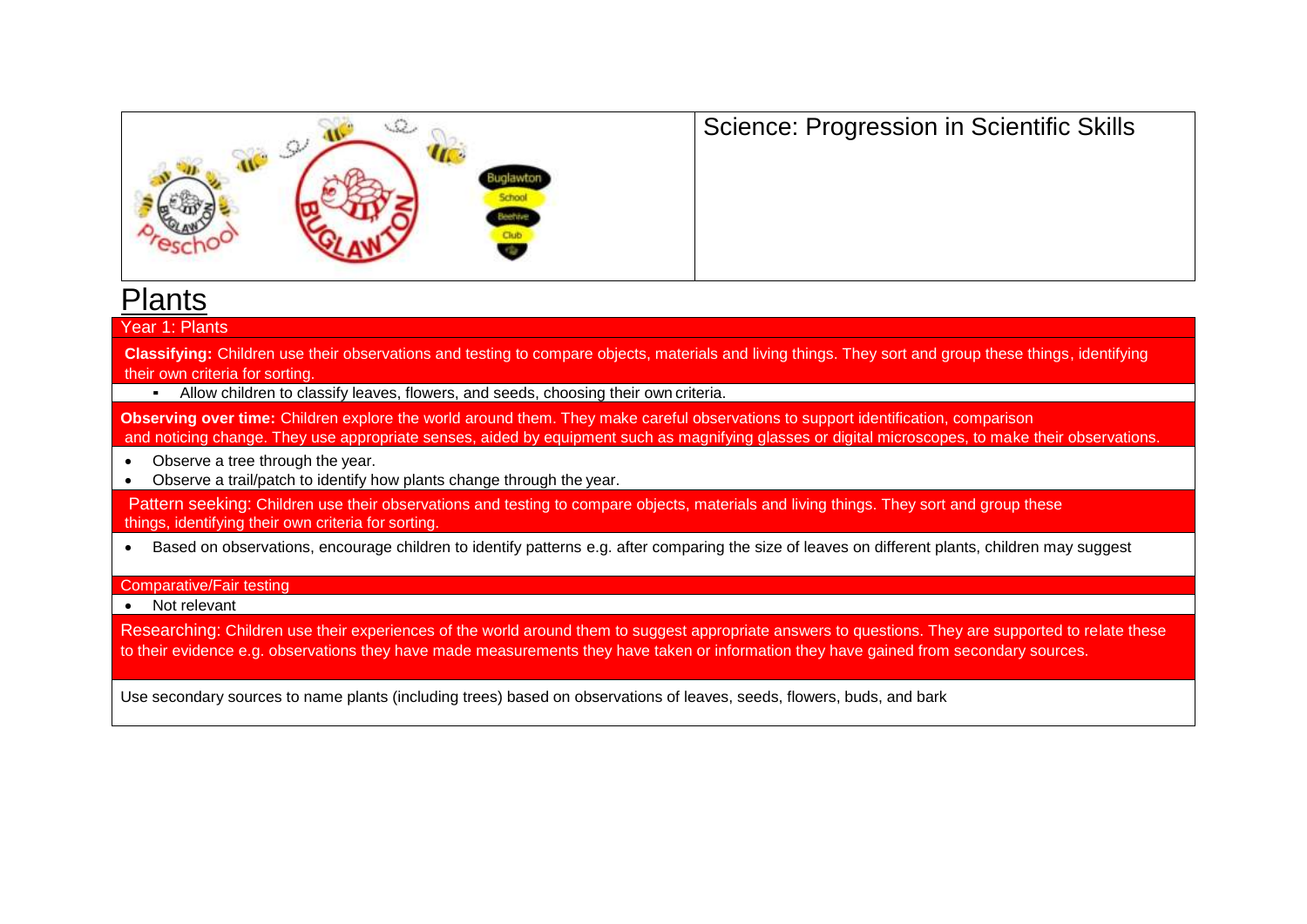# Science: Progression in Scientific Skills

## Plants

### Year 1: Plants

**Classifying:** Children use their observations and testing to compare objects, materials and living things. They sort and group these things, identifying their own criteria for sorting.

- Allow children to classify leaves, flowers, and seeds, choosing their own criteria.

**Observing over time:** Children explore the world around them. They make careful observations to support identification, comparison and noticing change. They use appropriate senses, aided by equipment such as magnifying glasses or digital microscopes, to make their observations.

- Observe a tree through the year.
- Observe a trail/patch to identify how plants change through the year.

Pattern seeking: Children use their observations and testing to compare objects, materials and living things. They sort and group these things, identifying their own criteria for sorting.

- Based on observations, encourage children to identify patterns e.g. after comparing the size of leaves on different plants, children may suggest

Comparative/Fair testing

- Not relevant

Researching: Children use their experiences of the world around them to suggest appropriate answers to questions. They are supported to relate these to their evidence e.g. observations they have made measurements they have taken or information they have gained from secondary sources.

Use secondary sources to name plants (including trees) based on observations of leaves, seeds, flowers, buds, and bark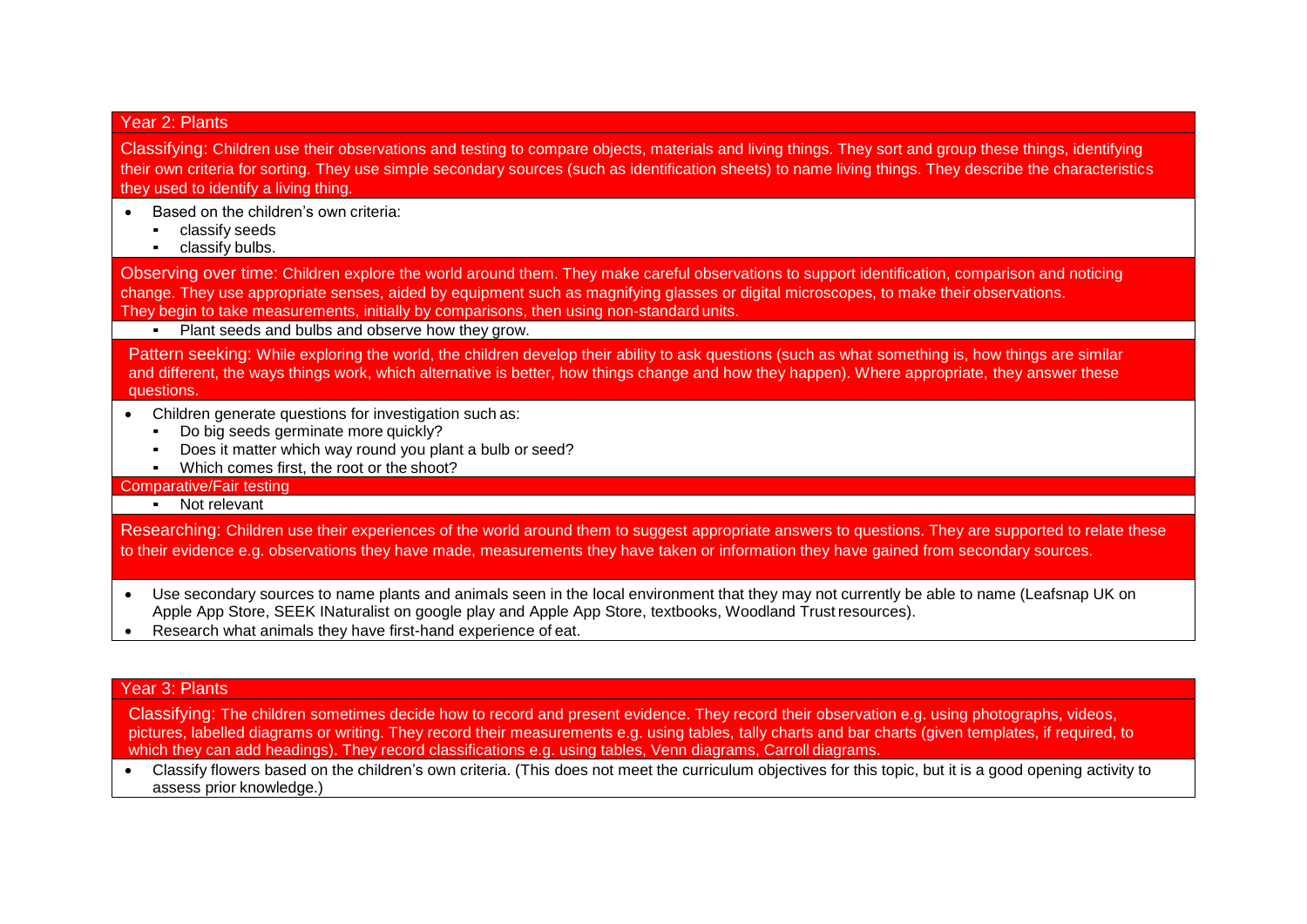## Year 2: Plants

**Classifying:** Children use their observations and testing to compare objects, materials and living things. They sort and group these things, identifying their own criteria for sorting. They use simple secondary sources (such as identification sheets) to name living things. They describe the characteristics they used to identify a living thing.

- Based on the children's own criteria:
  - classify seeds
  - classify bulbs.

**Observing over time:** Children explore the world around them. They make careful observations to support identification, comparison and noticing change. They use appropriate senses, aided by equipment such as magnifying glasses or digital microscopes, to make their observations. They begin to take measurements, initially by comparisons, then using non-standard units.

- Plant seeds and bulbs and observe how they grow.

**Pattern seeking:** While exploring the world, the children develop their ability to ask questions (such as what something is, how things are similar and different, the ways things work, which alternative is better, how things change and how they happen). Where appropriate, they answer these questions.

- Children generate questions for investigation such as:
  - Do big seeds germinate more quickly?
  - Does it matter which way round you plant a bulb or seed?
  - Which comes first, the root or the shoot?

**Comparative/Fair testing**

- Not relevant

**Researching:** Children use their experiences of the world around them to suggest appropriate answers to questions. They are supported to relate these to their evidence e.g. observations they have made, measurements they have taken or information they have gained from secondary sources.

- Use secondary sources to name plants and animals seen in the local environment that they may not currently be able to name (Leafsnap UK on Apple App Store, SEEK INaturalist on google play and Apple App Store, textbooks, Woodland Trust resources).
- Research what animals they have first-hand experience of eat.

## Year 3: Plants

**Classifying:** The children sometimes decide how to record and present evidence. They record their observation e.g. using photographs, videos, pictures, labelled diagrams or writing. They record their measurements e.g. using tables, tally charts and bar charts (given templates, if required, to which they can add headings). They record classifications e.g. using tables, Venn diagrams, Carroll diagrams.

- Classify flowers based on the children's own criteria. (This does not meet the curriculum objectives for this topic, but it is a good opening activity to assess prior knowledge.)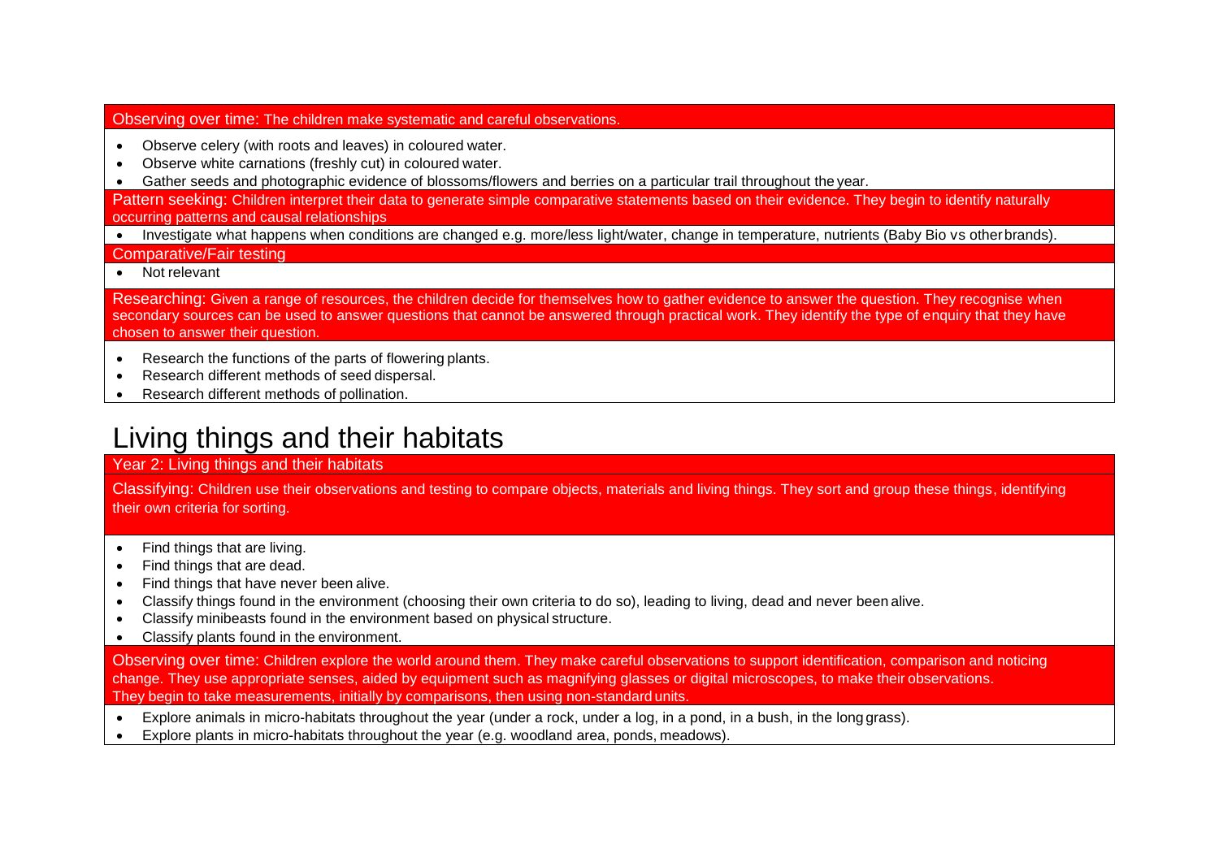**Observing over time:** The children make systematic and careful observations.

- Observe celery (with roots and leaves) in coloured water.
- Observe white carnations (freshly cut) in coloured water.
- Gather seeds and photographic evidence of blossoms/flowers and berries on a particular trail throughout the year.

**Pattern seeking:** Children interpret their data to generate simple comparative statements based on their evidence. They begin to identify naturally occurring patterns and causal relationships

- Investigate what happens when conditions are changed e.g. more/less light/water, change in temperature, nutrients (Baby Bio vs other brands).

**Comparative/Fair testing**

- Not relevant

**Researching:** Given a range of resources, the children decide for themselves how to gather evidence to answer the question. They recognise when secondary sources can be used to answer questions that cannot be answered through practical work. They identify the type of enquiry that they have chosen to answer their question.

- Research the functions of the parts of flowering plants.
- Research different methods of seed dispersal.
- Research different methods of pollination.

# Living things and their habitats

## Year 2: Living things and their habitats

**Classifying:** Children use their observations and testing to compare objects, materials and living things. They sort and group these things, identifying their own criteria for sorting.

- Find things that are living.
- Find things that are dead.
- Find things that have never been alive.
- Classify things found in the environment (choosing their own criteria to do so), leading to living, dead and never been alive.
- Classify minibeasts found in the environment based on physical structure.
- Classify plants found in the environment.

**Observing over time:** Children explore the world around them. They make careful observations to support identification, comparison and noticing change. They use appropriate senses, aided by equipment such as magnifying glasses or digital microscopes, to make their observations. They begin to take measurements, initially by comparisons, then using non-standard units.

- Explore animals in micro-habitats throughout the year (under a rock, under a log, in a pond, in a bush, in the long grass).
- Explore plants in micro-habitats throughout the year (e.g. woodland area, ponds, meadows).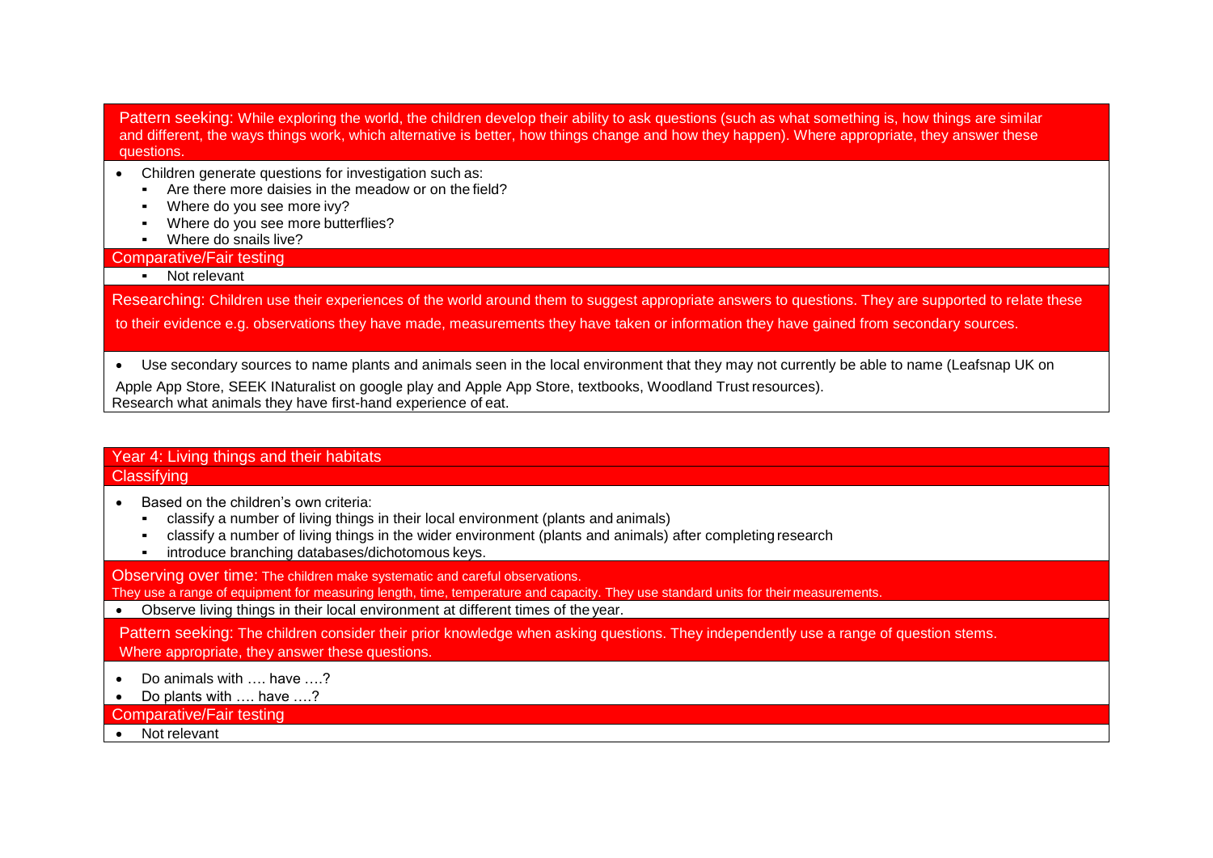**Pattern seeking:** While exploring the world, the children develop their ability to ask questions (such as what something is, how things are similar and different, the ways things work, which alternative is better, how things change and how they happen). Where appropriate, they answer these questions.

- Children generate questions for investigation such as:
  - Are there more daisies in the meadow or on the field?
  - Where do you see more ivy?
  - Where do you see more butterflies?
  - Where do snails live?

**Comparative/Fair testing**

- Not relevant

**Researching:** Children use their experiences of the world around them to suggest appropriate answers to questions. They are supported to relate these to their evidence e.g. observations they have made, measurements they have taken or information they have gained from secondary sources.

- Use secondary sources to name plants and animals seen in the local environment that they may not currently be able to name (Leafsnap UK on Apple App Store, SEEK INaturalist on google play and Apple App Store, textbooks, Woodland Trust resources).

Research what animals they have first-hand experience of eat.

## Year 4: Living things and their habitats

**Classifying**

- Based on the children's own criteria:
  - classify a number of living things in their local environment (plants and animals)
  - classify a number of living things in the wider environment (plants and animals) after completing research
  - introduce branching databases/dichotomous keys.

**Observing over time:** The children make systematic and careful observations. They use a range of equipment for measuring length, time, temperature and capacity. They use standard units for their measurements.

- Observe living things in their local environment at different times of the year.

**Pattern seeking:** The children consider their prior knowledge when asking questions. They independently use a range of question stems. Where appropriate, they answer these questions.

- Do animals with …. have ….?
- Do plants with …. have ….?

**Comparative/Fair testing**

- Not relevant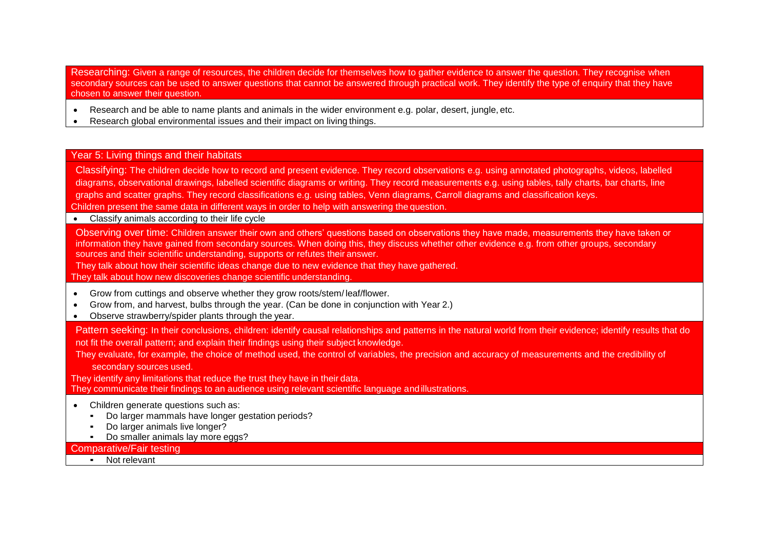**Researching:** Given a range of resources, the children decide for themselves how to gather evidence to answer the question. They recognise when secondary sources can be used to answer questions that cannot be answered through practical work. They identify the type of enquiry that they have chosen to answer their question.

- Research and be able to name plants and animals in the wider environment e.g. polar, desert, jungle, etc.
- Research global environmental issues and their impact on living things.

## Year 5: Living things and their habitats

**Classifying:** The children decide how to record and present evidence. They record observations e.g. using annotated photographs, videos, labelled diagrams, observational drawings, labelled scientific diagrams or writing. They record measurements e.g. using tables, tally charts, bar charts, line graphs and scatter graphs. They record classifications e.g. using tables, Venn diagrams, Carroll diagrams and classification keys.
Children present the same data in different ways in order to help with answering the question.

- Classify animals according to their life cycle

**Observing over time:** Children answer their own and others' questions based on observations they have made, measurements they have taken or information they have gained from secondary sources. When doing this, they discuss whether other evidence e.g. from other groups, secondary sources and their scientific understanding, supports or refutes their answer.
They talk about how their scientific ideas change due to new evidence that they have gathered.
They talk about how new discoveries change scientific understanding.

- Grow from cuttings and observe whether they grow roots/stem/ leaf/flower.
- Grow from, and harvest, bulbs through the year. (Can be done in conjunction with Year 2.)
- Observe strawberry/spider plants through the year.

**Pattern seeking:** In their conclusions, children: identify causal relationships and patterns in the natural world from their evidence; identify results that do not fit the overall pattern; and explain their findings using their subject knowledge.
They evaluate, for example, the choice of method used, the control of variables, the precision and accuracy of measurements and the credibility of secondary sources used.
They identify any limitations that reduce the trust they have in their data.
They communicate their findings to an audience using relevant scientific language and illustrations.

- Children generate questions such as:
  - Do larger mammals have longer gestation periods?
  - Do larger animals live longer?
  - Do smaller animals lay more eggs?

**Comparative/Fair testing**

- Not relevant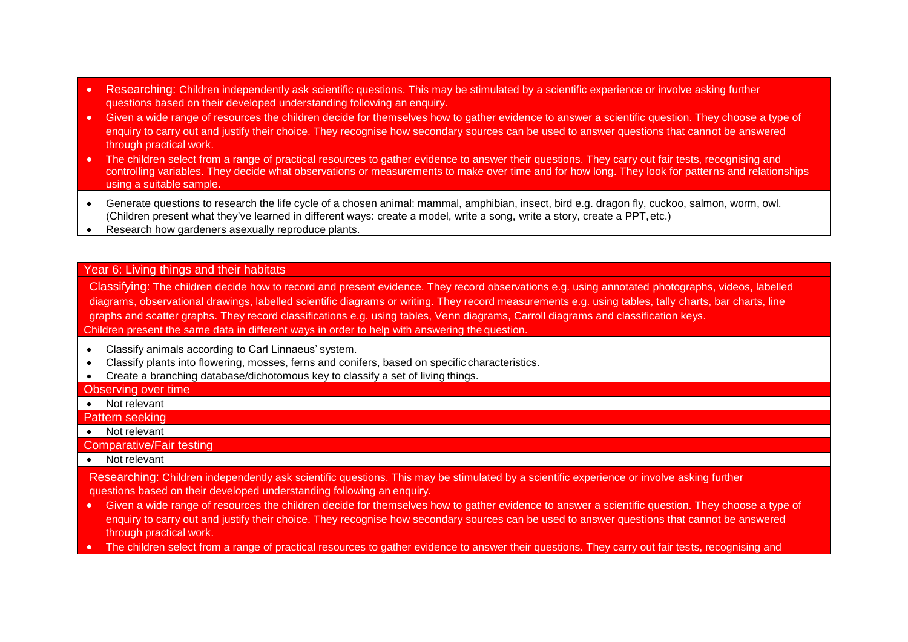- Researching: Children independently ask scientific questions. This may be stimulated by a scientific experience or involve asking further questions based on their developed understanding following an enquiry.
- Given a wide range of resources the children decide for themselves how to gather evidence to answer a scientific question. They choose a type of enquiry to carry out and justify their choice. They recognise how secondary sources can be used to answer questions that cannot be answered through practical work.
- The children select from a range of practical resources to gather evidence to answer their questions. They carry out fair tests, recognising and controlling variables. They decide what observations or measurements to make over time and for how long. They look for patterns and relationships using a suitable sample.

- Generate questions to research the life cycle of a chosen animal: mammal, amphibian, insect, bird e.g. dragon fly, cuckoo, salmon, worm, owl. (Children present what they've learned in different ways: create a model, write a song, write a story, create a PPT, etc.)
- Research how gardeners asexually reproduce plants.

## Year 6: Living things and their habitats

Classifying: The children decide how to record and present evidence. They record observations e.g. using annotated photographs, videos, labelled diagrams, observational drawings, labelled scientific diagrams or writing. They record measurements e.g. using tables, tally charts, bar charts, line graphs and scatter graphs. They record classifications e.g. using tables, Venn diagrams, Carroll diagrams and classification keys.
Children present the same data in different ways in order to help with answering the question.

- Classify animals according to Carl Linnaeus' system.
- Classify plants into flowering, mosses, ferns and conifers, based on specific characteristics.
- Create a branching database/dichotomous key to classify a set of living things.

### Observing over time

- Not relevant

### Pattern seeking

- Not relevant

### Comparative/Fair testing

- Not relevant

Researching: Children independently ask scientific questions. This may be stimulated by a scientific experience or involve asking further questions based on their developed understanding following an enquiry.

- Given a wide range of resources the children decide for themselves how to gather evidence to answer a scientific question. They choose a type of enquiry to carry out and justify their choice. They recognise how secondary sources can be used to answer questions that cannot be answered through practical work.
- The children select from a range of practical resources to gather evidence to answer their questions. They carry out fair tests, recognising and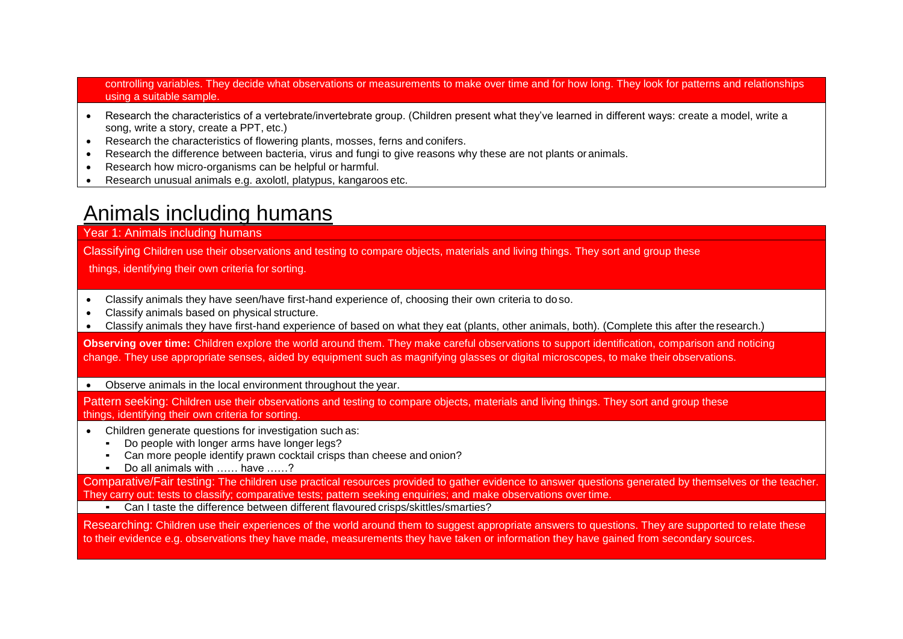controlling variables. They decide what observations or measurements to make over time and for how long. They look for patterns and relationships using a suitable sample.

- Research the characteristics of a vertebrate/invertebrate group. (Children present what they've learned in different ways: create a model, write a song, write a story, create a PPT, etc.)
- Research the characteristics of flowering plants, mosses, ferns and conifers.
- Research the difference between bacteria, virus and fungi to give reasons why these are not plants or animals.
- Research how micro-organisms can be helpful or harmful.
- Research unusual animals e.g. axolotl, platypus, kangaroos etc.

# Animals including humans

Year 1: Animals including humans

Classifying Children use their observations and testing to compare objects, materials and living things. They sort and group these things, identifying their own criteria for sorting.

- Classify animals they have seen/have first-hand experience of, choosing their own criteria to do so.
- Classify animals based on physical structure.
- Classify animals they have first-hand experience of based on what they eat (plants, other animals, both). (Complete this after the research.)

**Observing over time:** Children explore the world around them. They make careful observations to support identification, comparison and noticing change. They use appropriate senses, aided by equipment such as magnifying glasses or digital microscopes, to make their observations.

- Observe animals in the local environment throughout the year.

Pattern seeking: Children use their observations and testing to compare objects, materials and living things. They sort and group these things, identifying their own criteria for sorting.

- Children generate questions for investigation such as:
  - Do people with longer arms have longer legs?
  - Can more people identify prawn cocktail crisps than cheese and onion?
  - Do all animals with …… have ……?

Comparative/Fair testing: The children use practical resources provided to gather evidence to answer questions generated by themselves or the teacher. They carry out: tests to classify; comparative tests; pattern seeking enquiries; and make observations over time.

- Can I taste the difference between different flavoured crisps/skittles/smarties?

Researching: Children use their experiences of the world around them to suggest appropriate answers to questions. They are supported to relate these to their evidence e.g. observations they have made, measurements they have taken or information they have gained from secondary sources.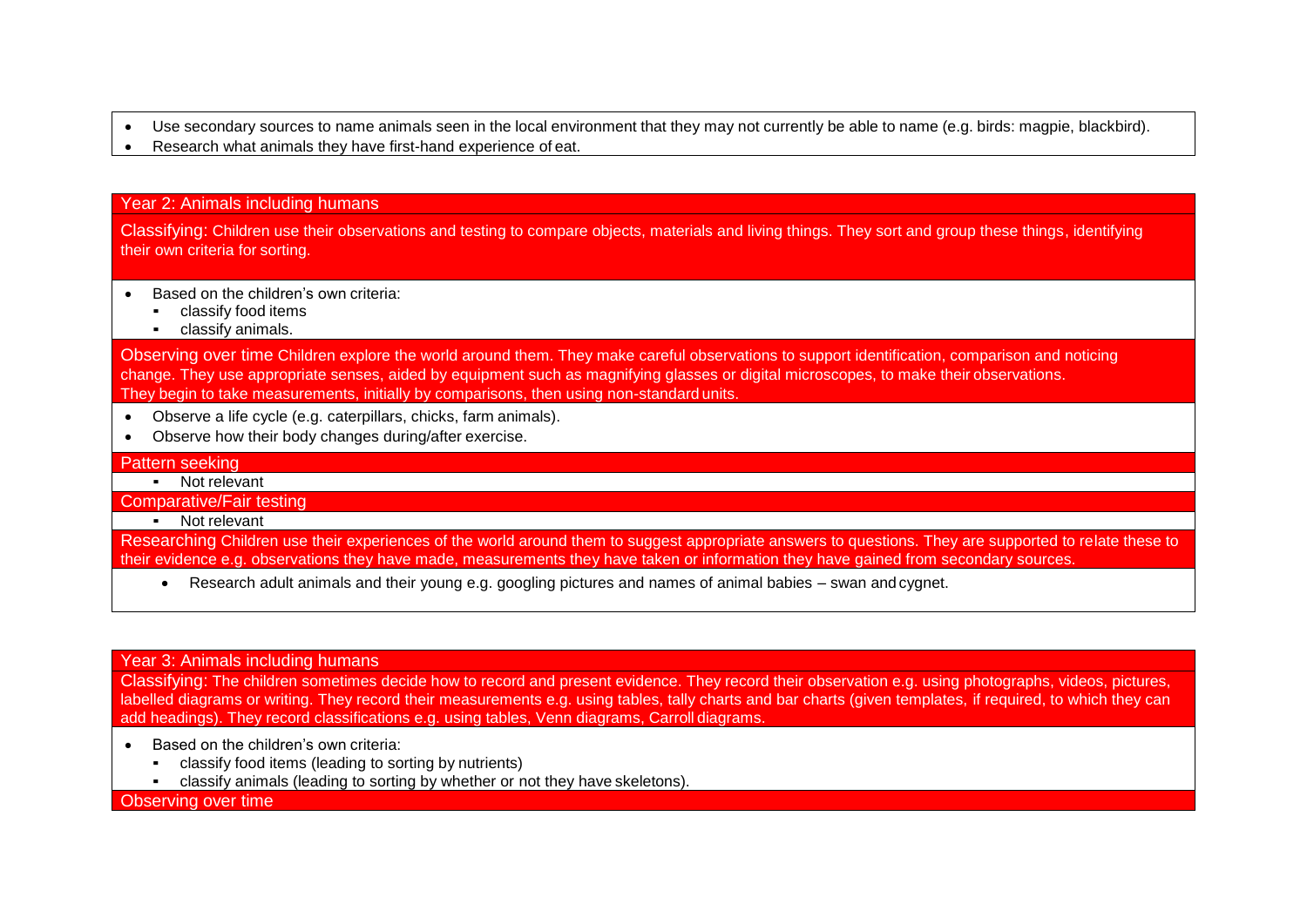- Use secondary sources to name animals seen in the local environment that they may not currently be able to name (e.g. birds: magpie, blackbird).
- Research what animals they have first-hand experience of eat.

## Year 2: Animals including humans

**Classifying:** Children use their observations and testing to compare objects, materials and living things. They sort and group these things, identifying their own criteria for sorting.

- Based on the children's own criteria:
  - classify food items
  - classify animals.

**Observing over time** Children explore the world around them. They make careful observations to support identification, comparison and noticing change. They use appropriate senses, aided by equipment such as magnifying glasses or digital microscopes, to make their observations. They begin to take measurements, initially by comparisons, then using non-standard units.

- Observe a life cycle (e.g. caterpillars, chicks, farm animals).
- Observe how their body changes during/after exercise.

**Pattern seeking**

- Not relevant

**Comparative/Fair testing**

- Not relevant

**Researching** Children use their experiences of the world around them to suggest appropriate answers to questions. They are supported to relate these to their evidence e.g. observations they have made, measurements they have taken or information they have gained from secondary sources.

- Research adult animals and their young e.g. googling pictures and names of animal babies – swan and cygnet.

## Year 3: Animals including humans

**Classifying:** The children sometimes decide how to record and present evidence. They record their observation e.g. using photographs, videos, pictures, labelled diagrams or writing. They record their measurements e.g. using tables, tally charts and bar charts (given templates, if required, to which they can add headings). They record classifications e.g. using tables, Venn diagrams, Carroll diagrams.

- Based on the children's own criteria:
  - classify food items (leading to sorting by nutrients)
  - classify animals (leading to sorting by whether or not they have skeletons).

**Observing over time**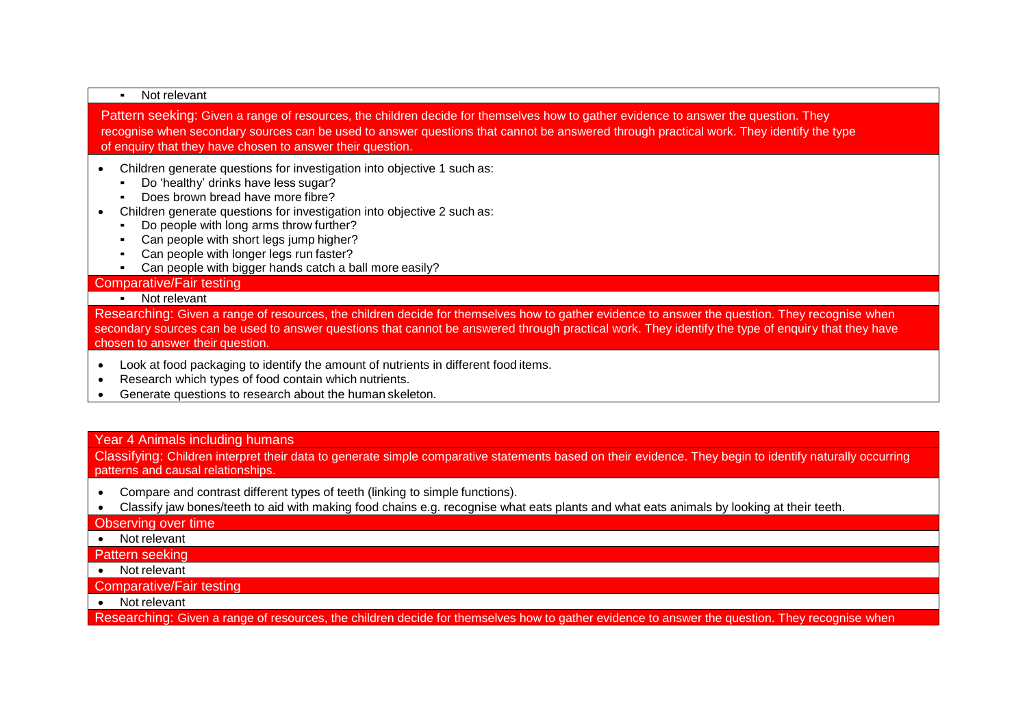- Not relevant

**Pattern seeking:** Given a range of resources, the children decide for themselves how to gather evidence to answer the question. They recognise when secondary sources can be used to answer questions that cannot be answered through practical work. They identify the type of enquiry that they have chosen to answer their question.

- Children generate questions for investigation into objective 1 such as:
  - Do 'healthy' drinks have less sugar?
  - Does brown bread have more fibre?
- Children generate questions for investigation into objective 2 such as:
  - Do people with long arms throw further?
  - Can people with short legs jump higher?
  - Can people with longer legs run faster?
  - Can people with bigger hands catch a ball more easily?

**Comparative/Fair testing**

- Not relevant

**Researching:** Given a range of resources, the children decide for themselves how to gather evidence to answer the question. They recognise when secondary sources can be used to answer questions that cannot be answered through practical work. They identify the type of enquiry that they have chosen to answer their question.

- Look at food packaging to identify the amount of nutrients in different food items.
- Research which types of food contain which nutrients.
- Generate questions to research about the human skeleton.

## Year 4 Animals including humans

**Classifying:** Children interpret their data to generate simple comparative statements based on their evidence. They begin to identify naturally occurring patterns and causal relationships.

- Compare and contrast different types of teeth (linking to simple functions).
- Classify jaw bones/teeth to aid with making food chains e.g. recognise what eats plants and what eats animals by looking at their teeth.

**Observing over time**

- Not relevant

**Pattern seeking**

- Not relevant

**Comparative/Fair testing**

- Not relevant

**Researching:** Given a range of resources, the children decide for themselves how to gather evidence to answer the question. They recognise when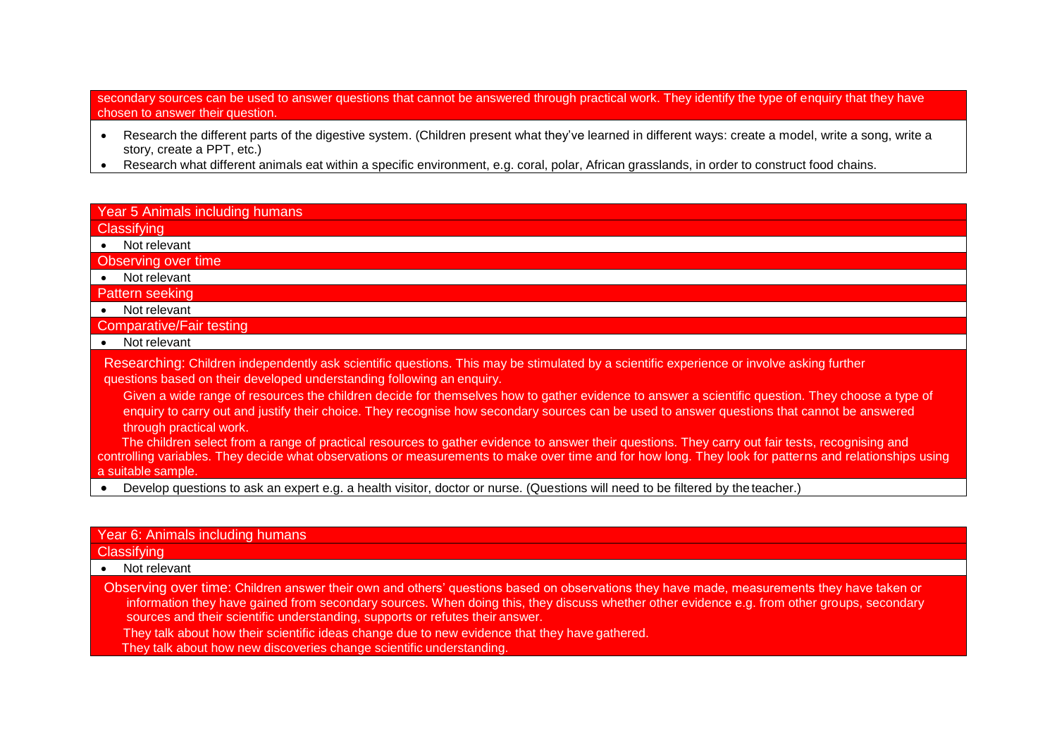secondary sources can be used to answer questions that cannot be answered through practical work. They identify the type of enquiry that they have chosen to answer their question.

- Research the different parts of the digestive system. (Children present what they've learned in different ways: create a model, write a song, write a story, create a PPT, etc.)
- Research what different animals eat within a specific environment, e.g. coral, polar, African grasslands, in order to construct food chains.

## Year 5 Animals including humans

### Classifying

- Not relevant

### Observing over time

- Not relevant

### Pattern seeking

- Not relevant

### Comparative/Fair testing

- Not relevant

### Researching

Researching: Children independently ask scientific questions. This may be stimulated by a scientific experience or involve asking further questions based on their developed understanding following an enquiry.

Given a wide range of resources the children decide for themselves how to gather evidence to answer a scientific question. They choose a type of enquiry to carry out and justify their choice. They recognise how secondary sources can be used to answer questions that cannot be answered through practical work.

The children select from a range of practical resources to gather evidence to answer their questions. They carry out fair tests, recognising and controlling variables. They decide what observations or measurements to make over time and for how long. They look for patterns and relationships using a suitable sample.

- Develop questions to ask an expert e.g. a health visitor, doctor or nurse. (Questions will need to be filtered by the teacher.)

## Year 6: Animals including humans

### Classifying

- Not relevant

### Observing over time

Observing over time: Children answer their own and others' questions based on observations they have made, measurements they have taken or information they have gained from secondary sources. When doing this, they discuss whether other evidence e.g. from other groups, secondary sources and their scientific understanding, supports or refutes their answer.

They talk about how their scientific ideas change due to new evidence that they have gathered.

They talk about how new discoveries change scientific understanding.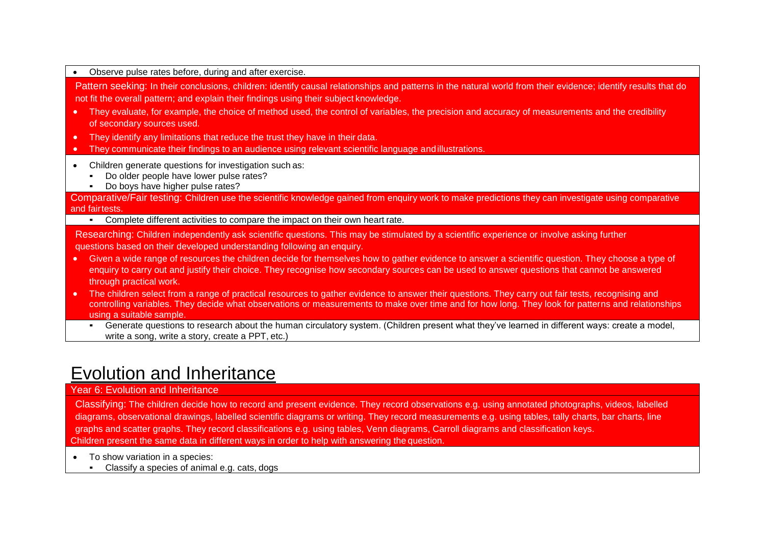- Observe pulse rates before, during and after exercise.

Pattern seeking: In their conclusions, children: identify causal relationships and patterns in the natural world from their evidence; identify results that do not fit the overall pattern; and explain their findings using their subject knowledge.

- They evaluate, for example, the choice of method used, the control of variables, the precision and accuracy of measurements and the credibility of secondary sources used.
- They identify any limitations that reduce the trust they have in their data.
- They communicate their findings to an audience using relevant scientific language and illustrations.

- Children generate questions for investigation such as:
  - Do older people have lower pulse rates?
  - Do boys have higher pulse rates?

Comparative/Fair testing: Children use the scientific knowledge gained from enquiry work to make predictions they can investigate using comparative and fair tests.

  - Complete different activities to compare the impact on their own heart rate.

Researching: Children independently ask scientific questions. This may be stimulated by a scientific experience or involve asking further questions based on their developed understanding following an enquiry.

- Given a wide range of resources the children decide for themselves how to gather evidence to answer a scientific question. They choose a type of enquiry to carry out and justify their choice. They recognise how secondary sources can be used to answer questions that cannot be answered through practical work.
- The children select from a range of practical resources to gather evidence to answer their questions. They carry out fair tests, recognising and controlling variables. They decide what observations or measurements to make over time and for how long. They look for patterns and relationships using a suitable sample.
  - Generate questions to research about the human circulatory system. (Children present what they've learned in different ways: create a model, write a song, write a story, create a PPT, etc.)

# Evolution and Inheritance

Year 6: Evolution and Inheritance

Classifying: The children decide how to record and present evidence. They record observations e.g. using annotated photographs, videos, labelled diagrams, observational drawings, labelled scientific diagrams or writing. They record measurements e.g. using tables, tally charts, bar charts, line graphs and scatter graphs. They record classifications e.g. using tables, Venn diagrams, Carroll diagrams and classification keys.
Children present the same data in different ways in order to help with answering the question.

- To show variation in a species:
  - Classify a species of animal e.g. cats, dogs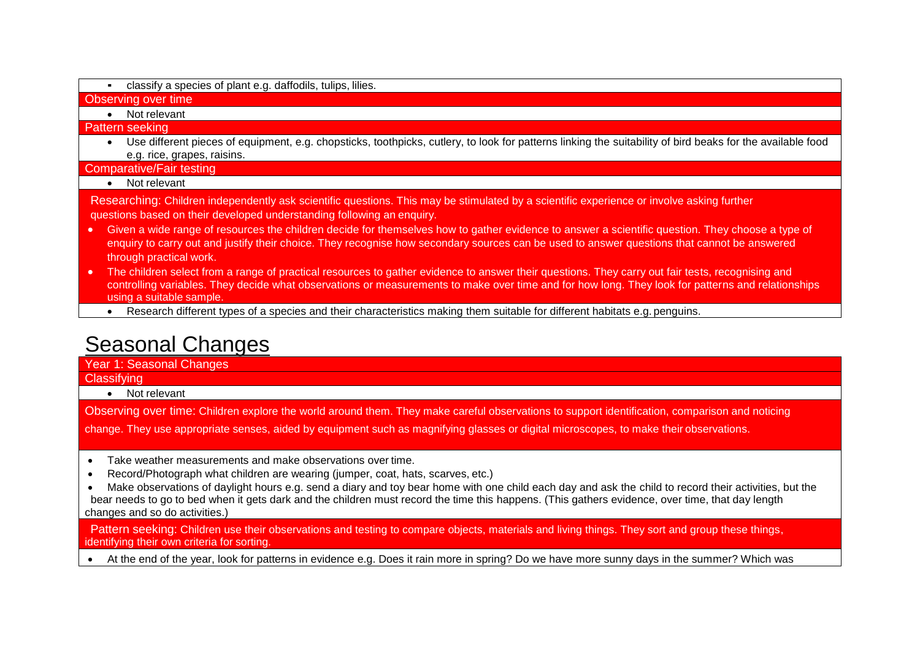- classify a species of plant e.g. daffodils, tulips, lilies.

**Observing over time**

- Not relevant

**Pattern seeking**

- Use different pieces of equipment, e.g. chopsticks, toothpicks, cutlery, to look for patterns linking the suitability of bird beaks for the available food e.g. rice, grapes, raisins.

**Comparative/Fair testing**

- Not relevant

**Researching:** Children independently ask scientific questions. This may be stimulated by a scientific experience or involve asking further questions based on their developed understanding following an enquiry.

- Given a wide range of resources the children decide for themselves how to gather evidence to answer a scientific question. They choose a type of enquiry to carry out and justify their choice. They recognise how secondary sources can be used to answer questions that cannot be answered through practical work.
- The children select from a range of practical resources to gather evidence to answer their questions. They carry out fair tests, recognising and controlling variables. They decide what observations or measurements to make over time and for how long. They look for patterns and relationships using a suitable sample.

- Research different types of a species and their characteristics making them suitable for different habitats e.g. penguins.

# Seasonal Changes

**Year 1: Seasonal Changes**

**Classifying**

- Not relevant

**Observing over time:** Children explore the world around them. They make careful observations to support identification, comparison and noticing change. They use appropriate senses, aided by equipment such as magnifying glasses or digital microscopes, to make their observations.

- Take weather measurements and make observations over time.
- Record/Photograph what children are wearing (jumper, coat, hats, scarves, etc.)
- Make observations of daylight hours e.g. send a diary and toy bear home with one child each day and ask the child to record their activities, but the bear needs to go to bed when it gets dark and the children must record the time this happens. (This gathers evidence, over time, that day length changes and so do activities.)

**Pattern seeking:** Children use their observations and testing to compare objects, materials and living things. They sort and group these things, identifying their own criteria for sorting.

- At the end of the year, look for patterns in evidence e.g. Does it rain more in spring? Do we have more sunny days in the summer? Which was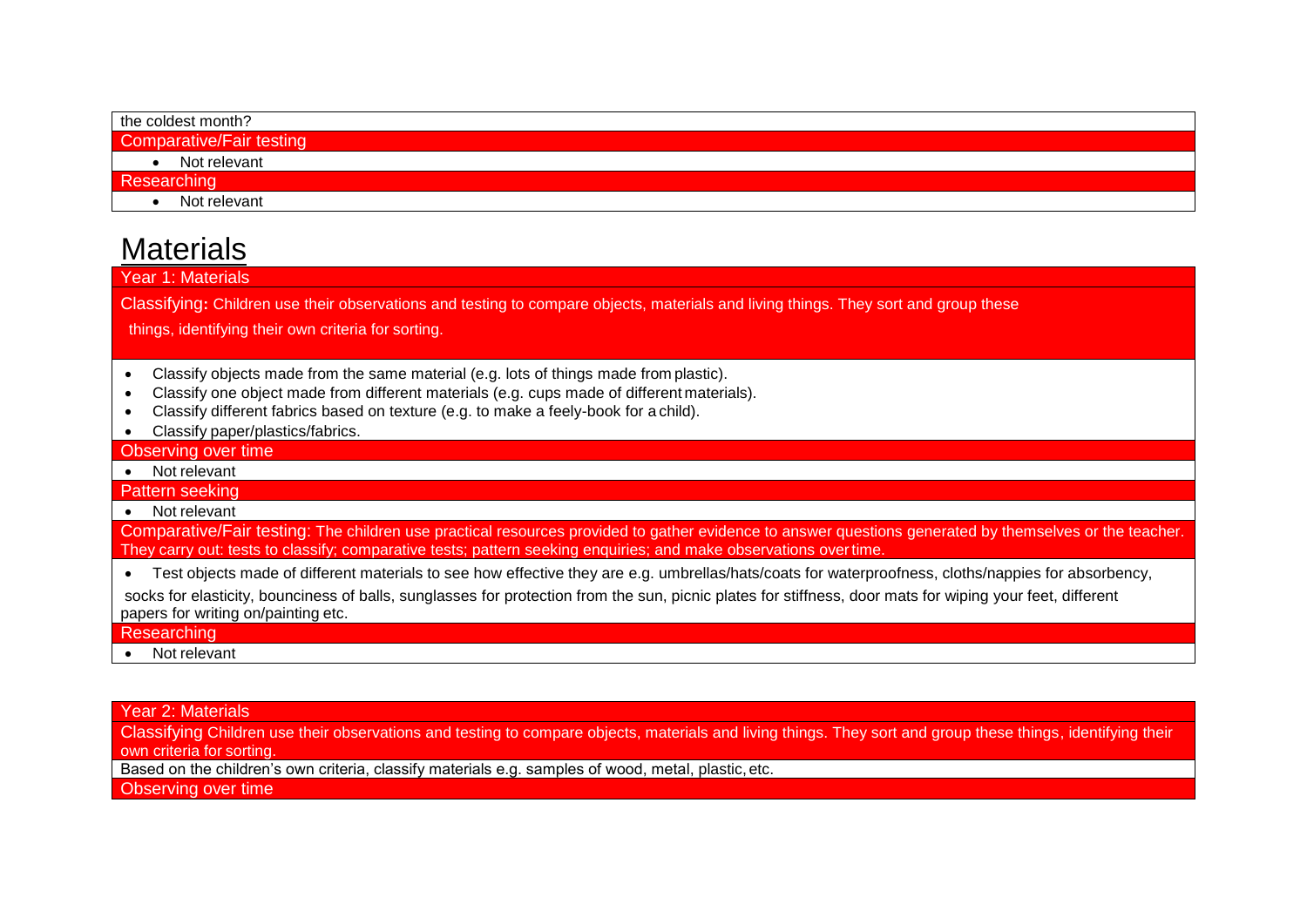the coldest month?

**Comparative/Fair testing**

- Not relevant

**Researching**

- Not relevant

# Materials

## Year 1: Materials

**Classifying:** Children use their observations and testing to compare objects, materials and living things. They sort and group these things, identifying their own criteria for sorting.

- Classify objects made from the same material (e.g. lots of things made from plastic).
- Classify one object made from different materials (e.g. cups made of different materials).
- Classify different fabrics based on texture (e.g. to make a feely-book for a child).
- Classify paper/plastics/fabrics.

**Observing over time**

- Not relevant

**Pattern seeking**

- Not relevant

**Comparative/Fair testing:** The children use practical resources provided to gather evidence to answer questions generated by themselves or the teacher. They carry out: tests to classify; comparative tests; pattern seeking enquiries; and make observations over time.

- Test objects made of different materials to see how effective they are e.g. umbrellas/hats/coats for waterproofness, cloths/nappies for absorbency, socks for elasticity, bounciness of balls, sunglasses for protection from the sun, picnic plates for stiffness, door mats for wiping your feet, different papers for writing on/painting etc.

**Researching**

- Not relevant

## Year 2: Materials

**Classifying** Children use their observations and testing to compare objects, materials and living things. They sort and group these things, identifying their own criteria for sorting.

Based on the children's own criteria, classify materials e.g. samples of wood, metal, plastic, etc.

**Observing over time**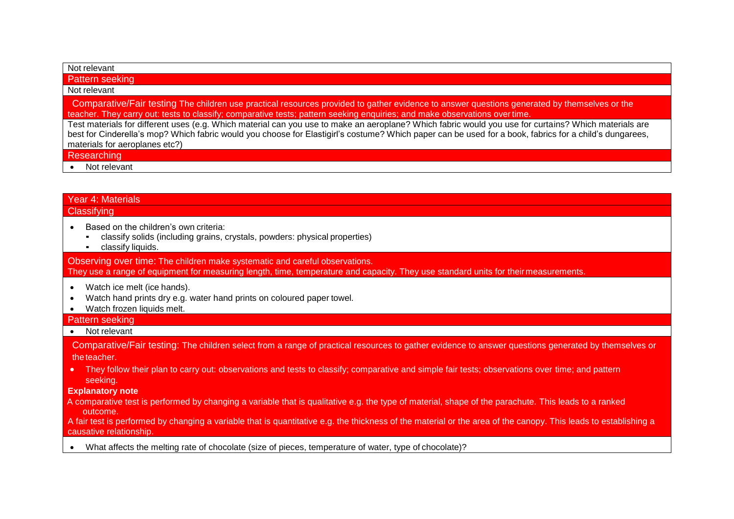Not relevant

**Pattern seeking**

Not relevant

**Comparative/Fair testing** The children use practical resources provided to gather evidence to answer questions generated by themselves or the teacher. They carry out: tests to classify; comparative tests; pattern seeking enquiries; and make observations over time.

Test materials for different uses (e.g. Which material can you use to make an aeroplane? Which fabric would you use for curtains? Which materials are best for Cinderella's mop? Which fabric would you choose for Elastigirl's costume? Which paper can be used for a book, fabrics for a child's dungarees, materials for aeroplanes etc?)

**Researching**

- Not relevant

## Year 4: Materials

**Classifying**

- Based on the children's own criteria:
  - classify solids (including grains, crystals, powders: physical properties)
  - classify liquids.

**Observing over time:** The children make systematic and careful observations. They use a range of equipment for measuring length, time, temperature and capacity. They use standard units for their measurements.

- Watch ice melt (ice hands).
- Watch hand prints dry e.g. water hand prints on coloured paper towel.
- Watch frozen liquids melt.

**Pattern seeking**

- Not relevant

**Comparative/Fair testing:** The children select from a range of practical resources to gather evidence to answer questions generated by themselves or the teacher.

- They follow their plan to carry out: observations and tests to classify; comparative and simple fair tests; observations over time; and pattern seeking.

**Explanatory note**

A comparative test is performed by changing a variable that is qualitative e.g. the type of material, shape of the parachute. This leads to a ranked outcome.

A fair test is performed by changing a variable that is quantitative e.g. the thickness of the material or the area of the canopy. This leads to establishing a causative relationship.

- What affects the melting rate of chocolate (size of pieces, temperature of water, type of chocolate)?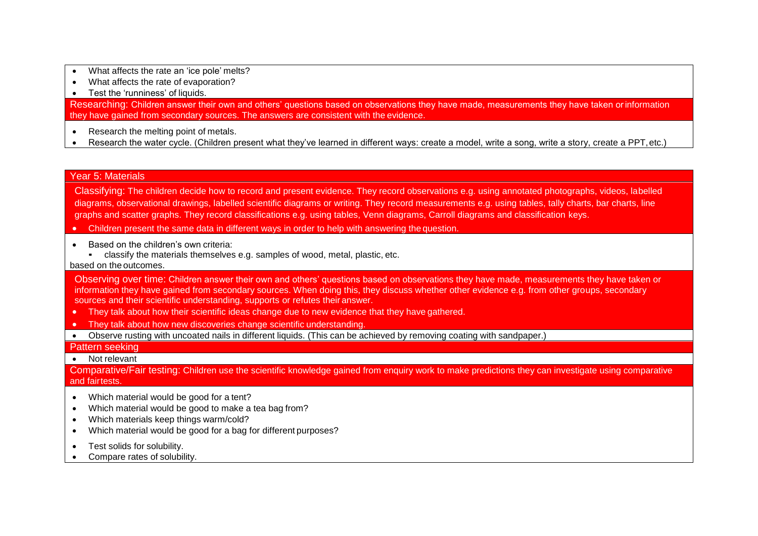- What affects the rate an 'ice pole' melts?
- What affects the rate of evaporation?
- Test the 'runniness' of liquids.

**Researching:** Children answer their own and others' questions based on observations they have made, measurements they have taken or information they have gained from secondary sources. The answers are consistent with the evidence.

- Research the melting point of metals.
- Research the water cycle. (Children present what they've learned in different ways: create a model, write a song, write a story, create a PPT, etc.)

## Year 5: Materials

**Classifying:** The children decide how to record and present evidence. They record observations e.g. using annotated photographs, videos, labelled diagrams, observational drawings, labelled scientific diagrams or writing. They record measurements e.g. using tables, tally charts, bar charts, line graphs and scatter graphs. They record classifications e.g. using tables, Venn diagrams, Carroll diagrams and classification keys.

- Children present the same data in different ways in order to help with answering the question.

- Based on the children's own criteria:
  - classify the materials themselves e.g. samples of wood, metal, plastic, etc.

based on the outcomes.

**Observing over time:** Children answer their own and others' questions based on observations they have made, measurements they have taken or information they have gained from secondary sources. When doing this, they discuss whether other evidence e.g. from other groups, secondary sources and their scientific understanding, supports or refutes their answer.

- They talk about how their scientific ideas change due to new evidence that they have gathered.
- They talk about how new discoveries change scientific understanding.

- Observe rusting with uncoated nails in different liquids. (This can be achieved by removing coating with sandpaper.)

**Pattern seeking**

- Not relevant

**Comparative/Fair testing:** Children use the scientific knowledge gained from enquiry work to make predictions they can investigate using comparative and fair tests.

- Which material would be good for a tent?
- Which material would be good to make a tea bag from?
- Which materials keep things warm/cold?
- Which material would be good for a bag for different purposes?

- Test solids for solubility.
- Compare rates of solubility.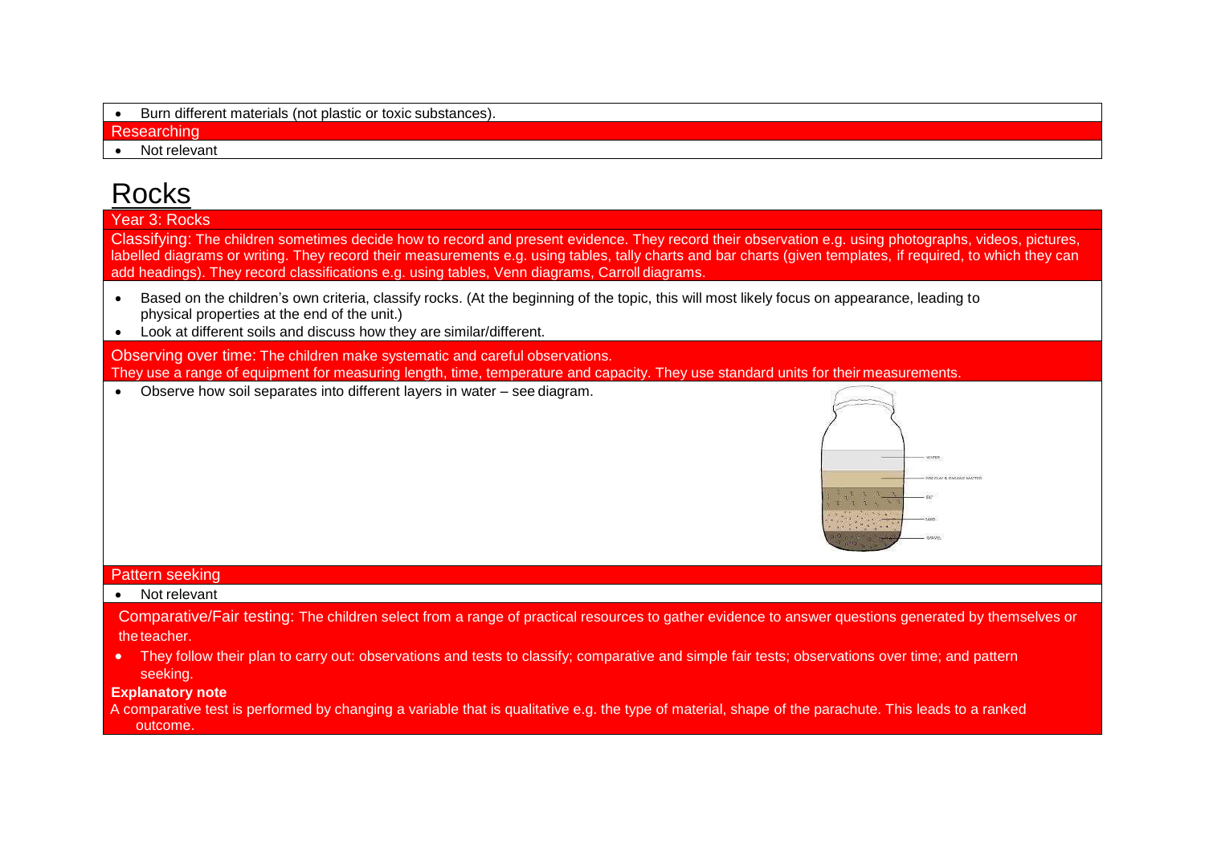- Burn different materials (not plastic or toxic substances).

Researching

- Not relevant

# Rocks

Year 3: Rocks

Classifying: The children sometimes decide how to record and present evidence. They record their observation e.g. using photographs, videos, pictures, labelled diagrams or writing. They record their measurements e.g. using tables, tally charts and bar charts (given templates, if required, to which they can add headings). They record classifications e.g. using tables, Venn diagrams, Carroll diagrams.

- Based on the children's own criteria, classify rocks. (At the beginning of the topic, this will most likely focus on appearance, leading to physical properties at the end of the unit.)
- Look at different soils and discuss how they are similar/different.

Observing over time: The children make systematic and careful observations.
They use a range of equipment for measuring length, time, temperature and capacity. They use standard units for their measurements.

- Observe how soil separates into different layers in water – see diagram.

WATER
FINE CLAY & ORGANIC MATTER
SILT
SAND
GRAVEL

Pattern seeking

- Not relevant

Comparative/Fair testing: The children select from a range of practical resources to gather evidence to answer questions generated by themselves or the teacher.

- They follow their plan to carry out: observations and tests to classify; comparative and simple fair tests; observations over time; and pattern seeking.

**Explanatory note**

A comparative test is performed by changing a variable that is qualitative e.g. the type of material, shape of the parachute. This leads to a ranked outcome.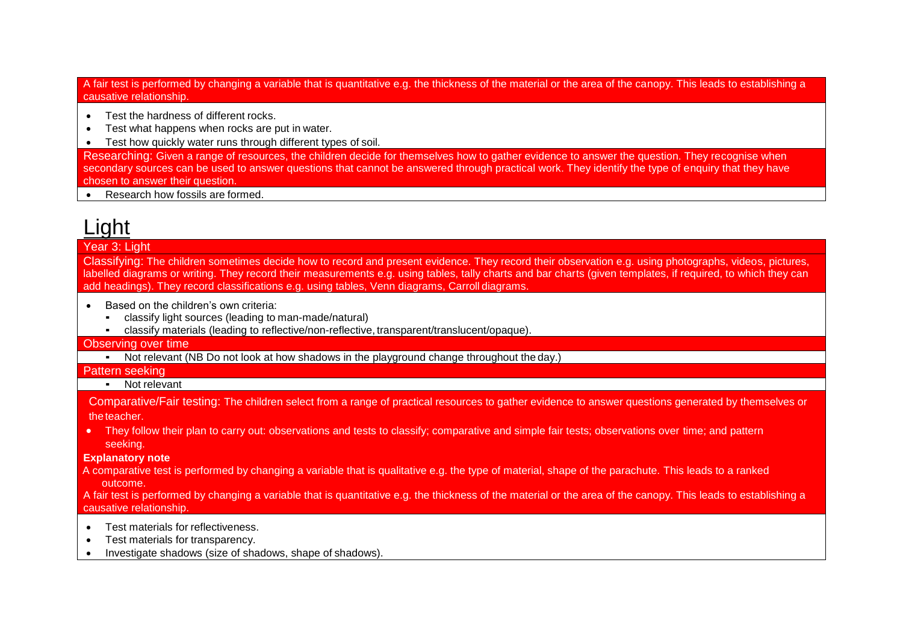A fair test is performed by changing a variable that is quantitative e.g. the thickness of the material or the area of the canopy. This leads to establishing a causative relationship.

- Test the hardness of different rocks.
- Test what happens when rocks are put in water.
- Test how quickly water runs through different types of soil.

Researching: Given a range of resources, the children decide for themselves how to gather evidence to answer the question. They recognise when secondary sources can be used to answer questions that cannot be answered through practical work. They identify the type of enquiry that they have chosen to answer their question.

- Research how fossils are formed.

# Light

## Year 3: Light

Classifying: The children sometimes decide how to record and present evidence. They record their observation e.g. using photographs, videos, pictures, labelled diagrams or writing. They record their measurements e.g. using tables, tally charts and bar charts (given templates, if required, to which they can add headings). They record classifications e.g. using tables, Venn diagrams, Carroll diagrams.

- Based on the children's own criteria:
  - classify light sources (leading to man-made/natural)
  - classify materials (leading to reflective/non-reflective, transparent/translucent/opaque).

Observing over time

- Not relevant (NB Do not look at how shadows in the playground change throughout the day.)

Pattern seeking

- Not relevant

Comparative/Fair testing: The children select from a range of practical resources to gather evidence to answer questions generated by themselves or the teacher.

- They follow their plan to carry out: observations and tests to classify; comparative and simple fair tests; observations over time; and pattern seeking.

**Explanatory note**

A comparative test is performed by changing a variable that is qualitative e.g. the type of material, shape of the parachute. This leads to a ranked outcome.

A fair test is performed by changing a variable that is quantitative e.g. the thickness of the material or the area of the canopy. This leads to establishing a causative relationship.

- Test materials for reflectiveness.
- Test materials for transparency.
- Investigate shadows (size of shadows, shape of shadows).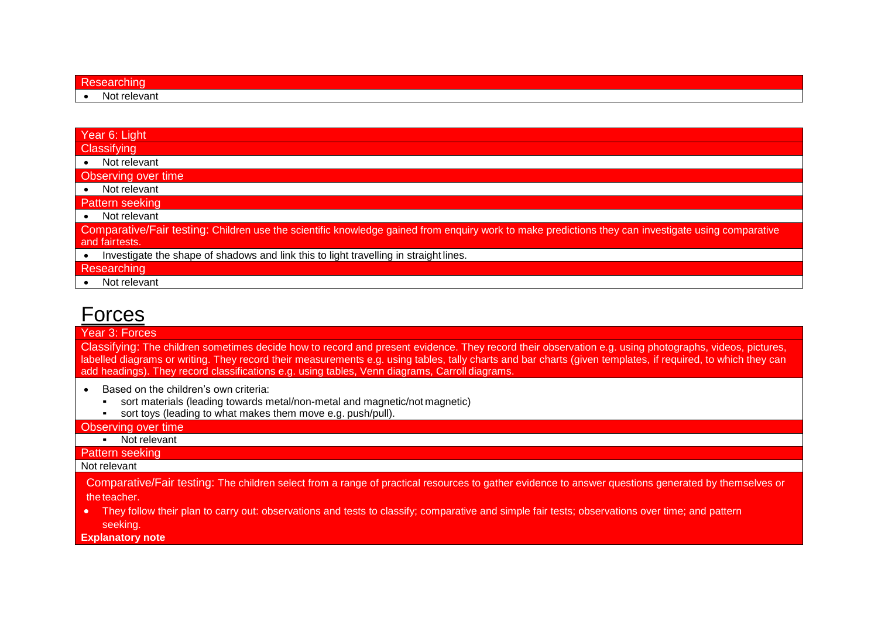| Researching |
| --- |
| • Not relevant |

| Year 6: Light |
| --- |
| Classifying |
| • Not relevant |
| Observing over time |
| • Not relevant |
| Pattern seeking |
| • Not relevant |
| Comparative/Fair testing: Children use the scientific knowledge gained from enquiry work to make predictions they can investigate using comparative and fair tests. |
| • Investigate the shape of shadows and link this to light travelling in straight lines. |
| Researching |
| • Not relevant |

# Forces

| Year 3: Forces |
| --- |
| Classifying: The children sometimes decide how to record and present evidence. They record their observation e.g. using photographs, videos, pictures, labelled diagrams or writing. They record their measurements e.g. using tables, tally charts and bar charts (given templates, if required, to which they can add headings). They record classifications e.g. using tables, Venn diagrams, Carroll diagrams. |
| • Based on the children's own criteria:<br>▪ sort materials (leading towards metal/non-metal and magnetic/not magnetic)<br>▪ sort toys (leading to what makes them move e.g. push/pull). |
| Observing over time |
| ▪ Not relevant |
| Pattern seeking |
| Not relevant |
| Comparative/Fair testing: The children select from a range of practical resources to gather evidence to answer questions generated by themselves or the teacher.<br>• They follow their plan to carry out: observations and tests to classify; comparative and simple fair tests; observations over time; and pattern seeking.<br>**Explanatory note** |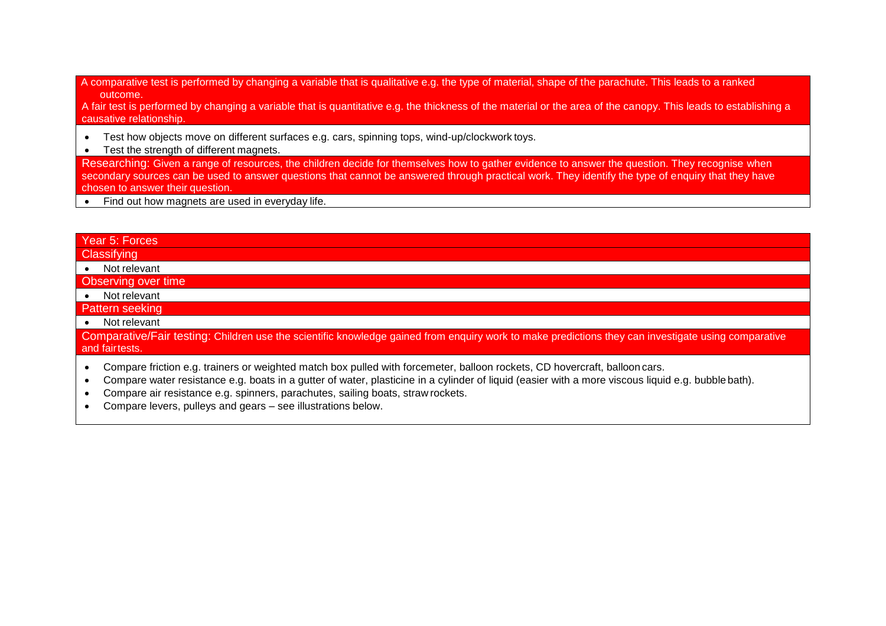A comparative test is performed by changing a variable that is qualitative e.g. the type of material, shape of the parachute. This leads to a ranked outcome.

A fair test is performed by changing a variable that is quantitative e.g. the thickness of the material or the area of the canopy. This leads to establishing a causative relationship.

- Test how objects move on different surfaces e.g. cars, spinning tops, wind-up/clockwork toys.
- Test the strength of different magnets.

Researching: Given a range of resources, the children decide for themselves how to gather evidence to answer the question. They recognise when secondary sources can be used to answer questions that cannot be answered through practical work. They identify the type of enquiry that they have chosen to answer their question.

- Find out how magnets are used in everyday life.

## Year 5: Forces

### Classifying

- Not relevant

### Observing over time

- Not relevant

### Pattern seeking

- Not relevant

### Comparative/Fair testing

Comparative/Fair testing: Children use the scientific knowledge gained from enquiry work to make predictions they can investigate using comparative and fairtests.

- Compare friction e.g. trainers or weighted match box pulled with forcemeter, balloon rockets, CD hovercraft, balloon cars.
- Compare water resistance e.g. boats in a gutter of water, plasticine in a cylinder of liquid (easier with a more viscous liquid e.g. bubble bath).
- Compare air resistance e.g. spinners, parachutes, sailing boats, straw rockets.
- Compare levers, pulleys and gears – see illustrations below.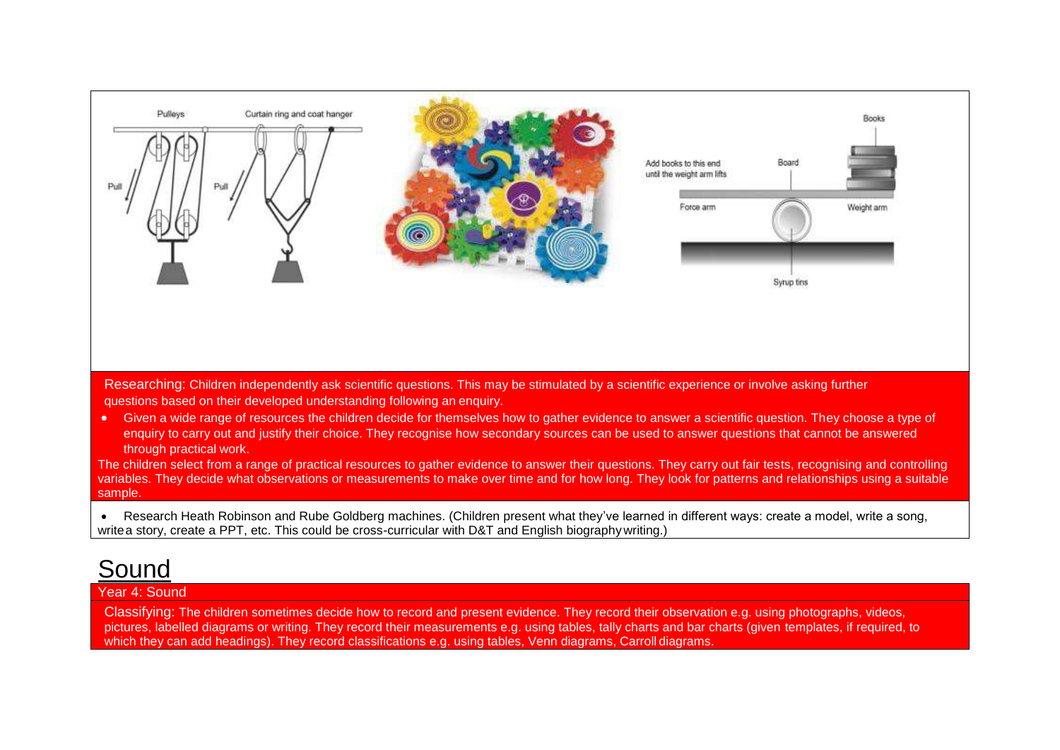Researching: Children independently ask scientific questions. This may be stimulated by a scientific experience or involve asking further questions based on their developed understanding following an enquiry.

- Given a wide range of resources the children decide for themselves how to gather evidence to answer a scientific question. They choose a type of enquiry to carry out and justify their choice. They recognise how secondary sources can be used to answer questions that cannot be answered through practical work.

The children select from a range of practical resources to gather evidence to answer their questions. They carry out fair tests, recognising and controlling variables. They decide what observations or measurements to make over time and for how long. They look for patterns and relationships using a suitable sample.

- Research Heath Robinson and Rube Goldberg machines. (Children present what they've learned in different ways: create a model, write a song, write a story, create a PPT, etc. This could be cross-curricular with D&T and English biography writing.)

# Sound

Year 4: Sound

Classifying: The children sometimes decide how to record and present evidence. They record their observation e.g. using photographs, videos, pictures, labelled diagrams or writing. They record their measurements e.g. using tables, tally charts and bar charts (given templates, if required, to which they can add headings). They record classifications e.g. using tables, Venn diagrams, Carroll diagrams.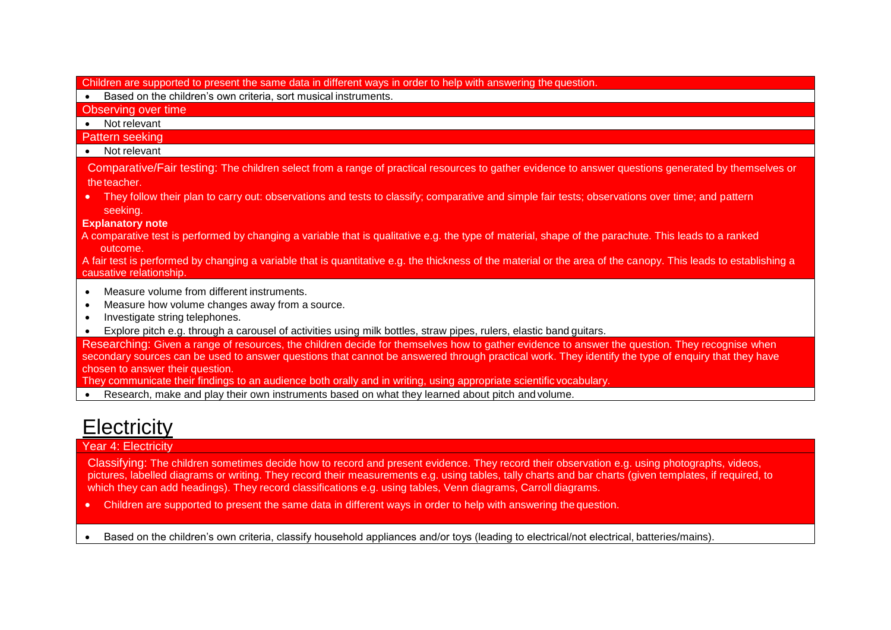Children are supported to present the same data in different ways in order to help with answering the question.

- Based on the children's own criteria, sort musical instruments.

Observing over time

- Not relevant

Pattern seeking

- Not relevant

Comparative/Fair testing: The children select from a range of practical resources to gather evidence to answer questions generated by themselves or the teacher.

- They follow their plan to carry out: observations and tests to classify; comparative and simple fair tests; observations over time; and pattern seeking.

**Explanatory note**

A comparative test is performed by changing a variable that is qualitative e.g. the type of material, shape of the parachute. This leads to a ranked outcome.

A fair test is performed by changing a variable that is quantitative e.g. the thickness of the material or the area of the canopy. This leads to establishing a causative relationship.

- Measure volume from different instruments.
- Measure how volume changes away from a source.
- Investigate string telephones.
- Explore pitch e.g. through a carousel of activities using milk bottles, straw pipes, rulers, elastic band guitars.

Researching: Given a range of resources, the children decide for themselves how to gather evidence to answer the question. They recognise when secondary sources can be used to answer questions that cannot be answered through practical work. They identify the type of enquiry that they have chosen to answer their question.

They communicate their findings to an audience both orally and in writing, using appropriate scientific vocabulary.

- Research, make and play their own instruments based on what they learned about pitch and volume.

# Electricity

Year 4: Electricity

Classifying: The children sometimes decide how to record and present evidence. They record their observation e.g. using photographs, videos, pictures, labelled diagrams or writing. They record their measurements e.g. using tables, tally charts and bar charts (given templates, if required, to which they can add headings). They record classifications e.g. using tables, Venn diagrams, Carroll diagrams.

- Children are supported to present the same data in different ways in order to help with answering the question.

- Based on the children's own criteria, classify household appliances and/or toys (leading to electrical/not electrical, batteries/mains).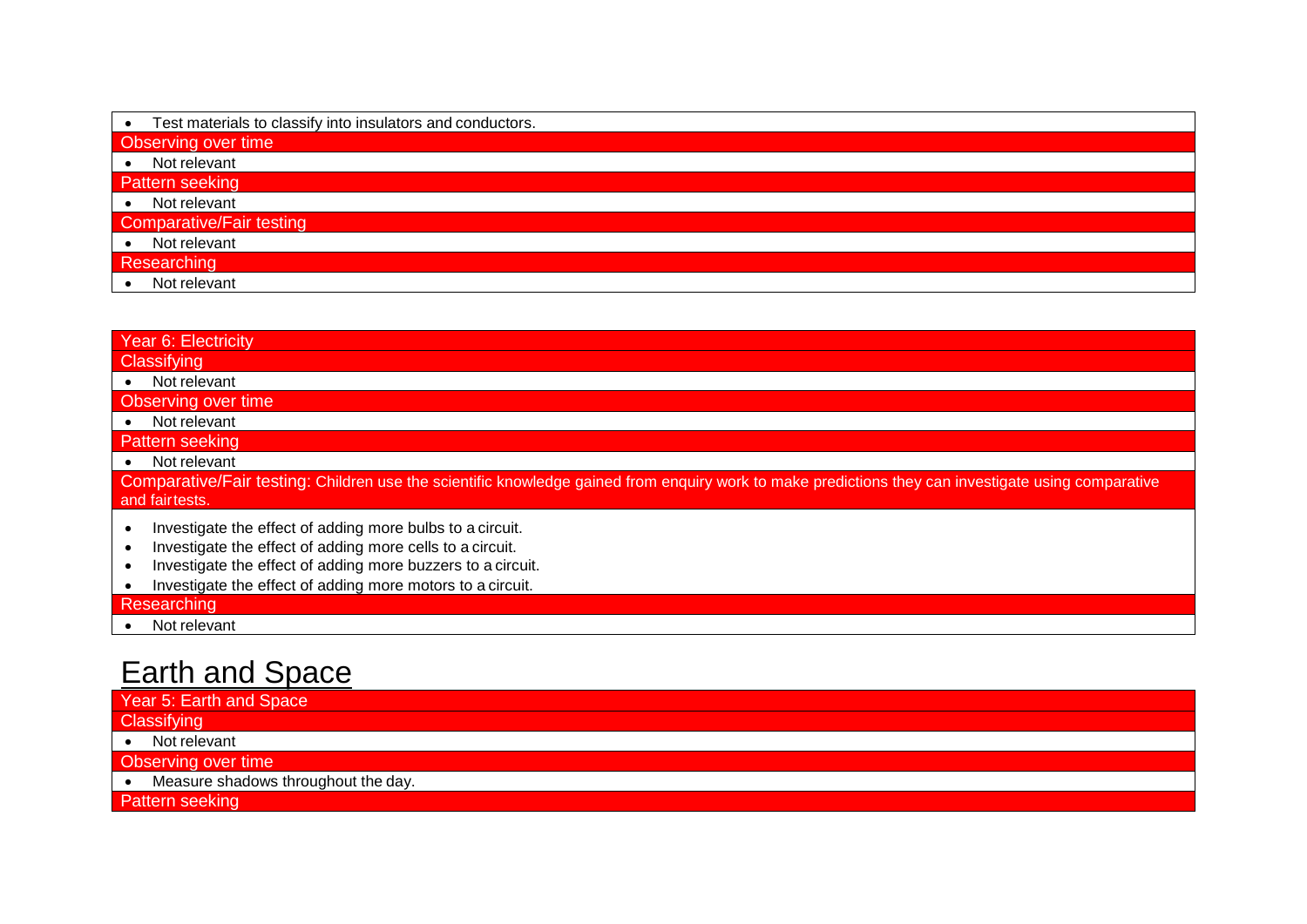- Test materials to classify into insulators and conductors.

**Observing over time**

- Not relevant

**Pattern seeking**

- Not relevant

**Comparative/Fair testing**

- Not relevant

**Researching**

- Not relevant

**Year 6: Electricity**

**Classifying**

- Not relevant

**Observing over time**

- Not relevant

**Pattern seeking**

- Not relevant

**Comparative/Fair testing:** Children use the scientific knowledge gained from enquiry work to make predictions they can investigate using comparative and fair tests.

- Investigate the effect of adding more bulbs to a circuit.
- Investigate the effect of adding more cells to a circuit.
- Investigate the effect of adding more buzzers to a circuit.
- Investigate the effect of adding more motors to a circuit.

**Researching**

- Not relevant

# Earth and Space

**Year 5: Earth and Space**

**Classifying**

- Not relevant

**Observing over time**

- Measure shadows throughout the day.

**Pattern seeking**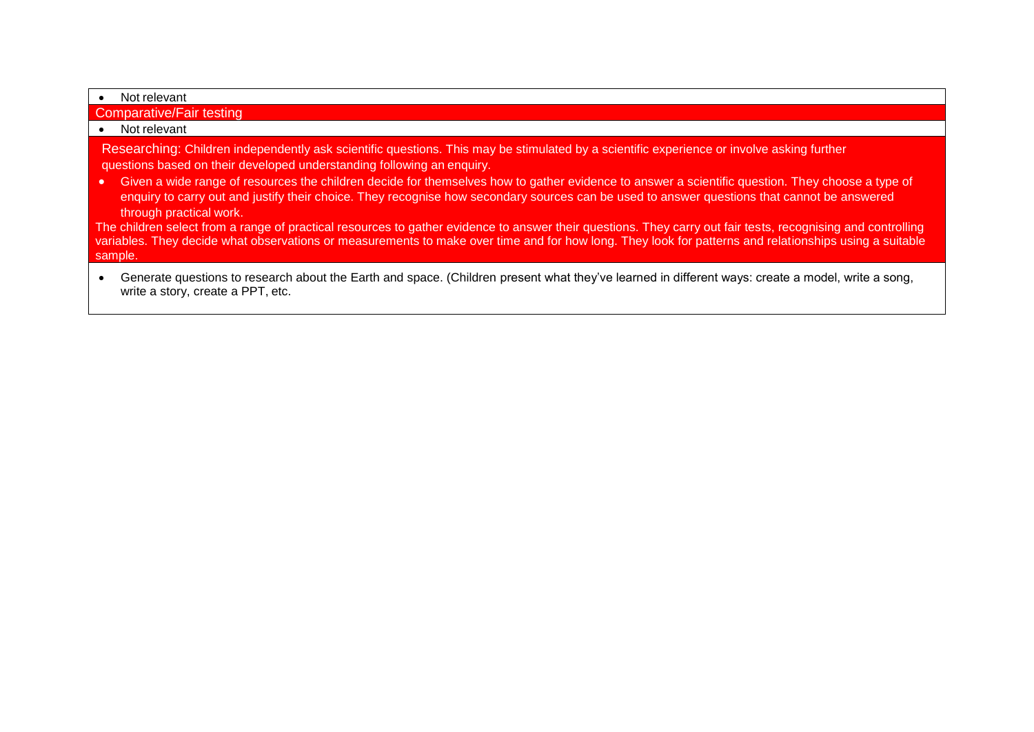- Not relevant

Comparative/Fair testing

- Not relevant

Researching: Children independently ask scientific questions. This may be stimulated by a scientific experience or involve asking further questions based on their developed understanding following an enquiry.

- Given a wide range of resources the children decide for themselves how to gather evidence to answer a scientific question. They choose a type of enquiry to carry out and justify their choice. They recognise how secondary sources can be used to answer questions that cannot be answered through practical work.

The children select from a range of practical resources to gather evidence to answer their questions. They carry out fair tests, recognising and controlling variables. They decide what observations or measurements to make over time and for how long. They look for patterns and relationships using a suitable sample.

- Generate questions to research about the Earth and space. (Children present what they've learned in different ways: create a model, write a song, write a story, create a PPT, etc.